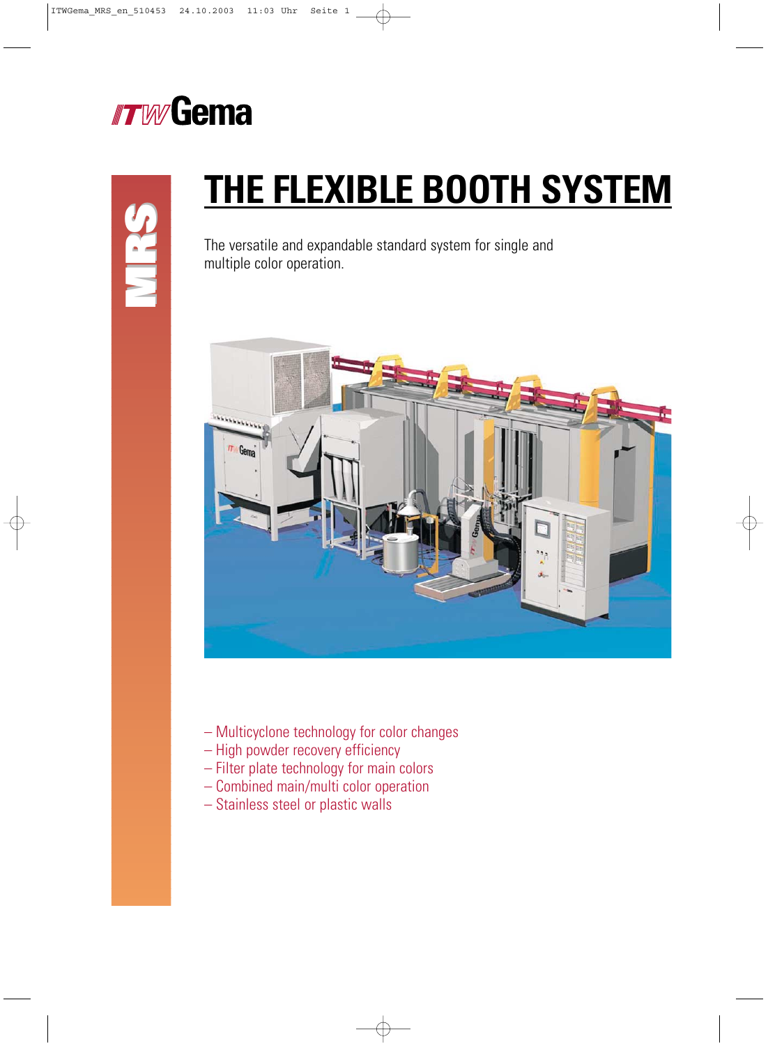ITW Gema

MRS

# THE FLEXIBLE BOOTH SYSTEM

The versatile and expandable standard system for single and multiple color operation.

– Multicyclone technology for color changes
– High powder recovery efficiency
– Filter plate technology for main colors
– Combined main/multi color operation
– Stainless steel or plastic walls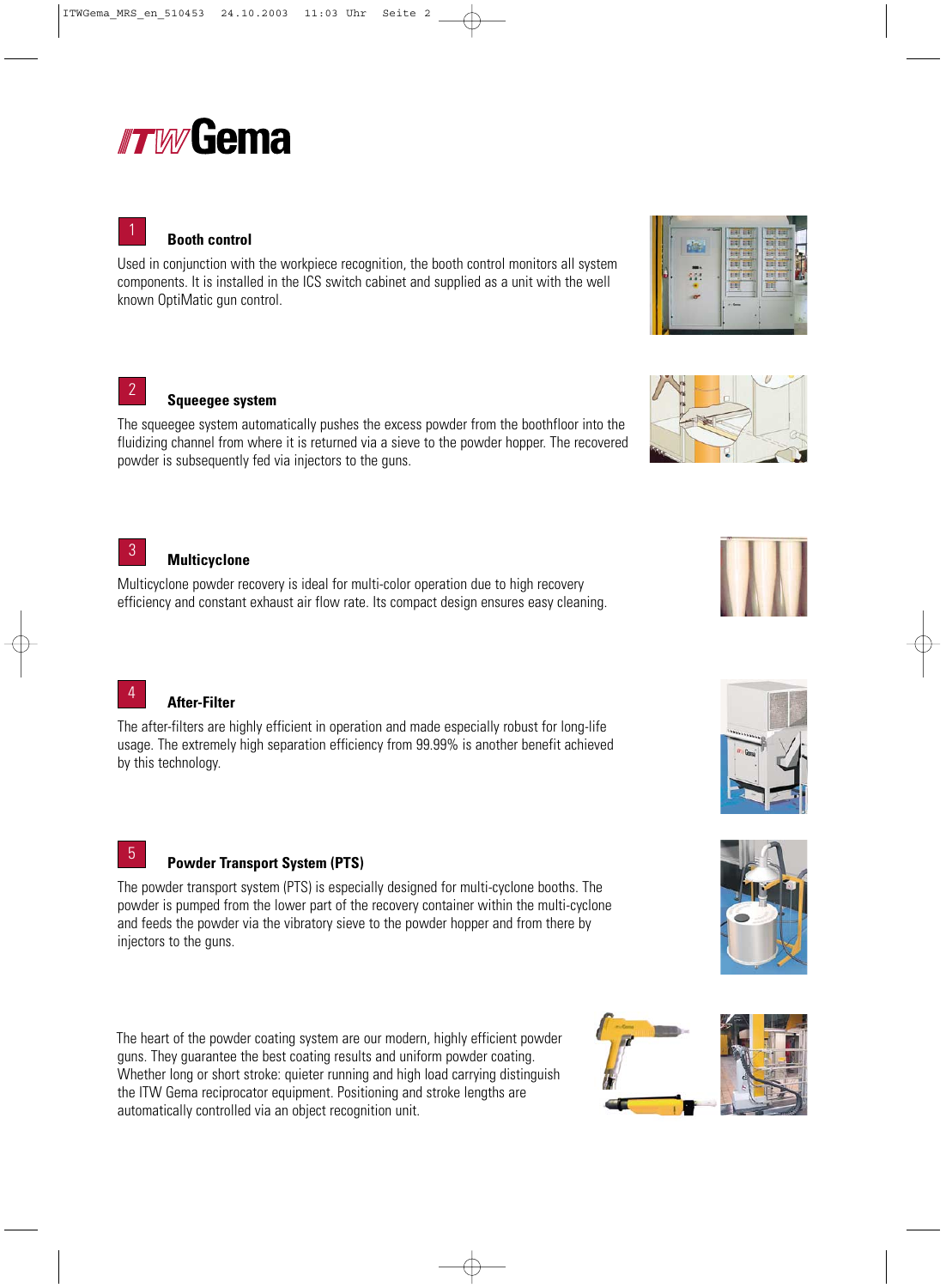# ITW Gema

## 1 Booth control

Used in conjunction with the workpiece recognition, the booth control monitors all system components. It is installed in the ICS switch cabinet and supplied as a unit with the well known OptiMatic gun control.

## 2 Squeegee system

The squeegee system automatically pushes the excess powder from the boothfloor into the fluidizing channel from where it is returned via a sieve to the powder hopper. The recovered powder is subsequently fed via injectors to the guns.

## 3 Multicyclone

Multicyclone powder recovery is ideal for multi-color operation due to high recovery efficiency and constant exhaust air flow rate. Its compact design ensures easy cleaning.

## 4 After-Filter

The after-filters are highly efficient in operation and made especially robust for long-life usage. The extremely high separation efficiency from 99.99% is another benefit achieved by this technology.

## 5 Powder Transport System (PTS)

The powder transport system (PTS) is especially designed for multi-cyclone booths. The powder is pumped from the lower part of the recovery container within the multi-cyclone and feeds the powder via the vibratory sieve to the powder hopper and from there by injectors to the guns.

The heart of the powder coating system are our modern, highly efficient powder guns. They guarantee the best coating results and uniform powder coating. Whether long or short stroke: quieter running and high load carrying distinguish the ITW Gema reciprocator equipment. Positioning and stroke lengths are automatically controlled via an object recognition unit.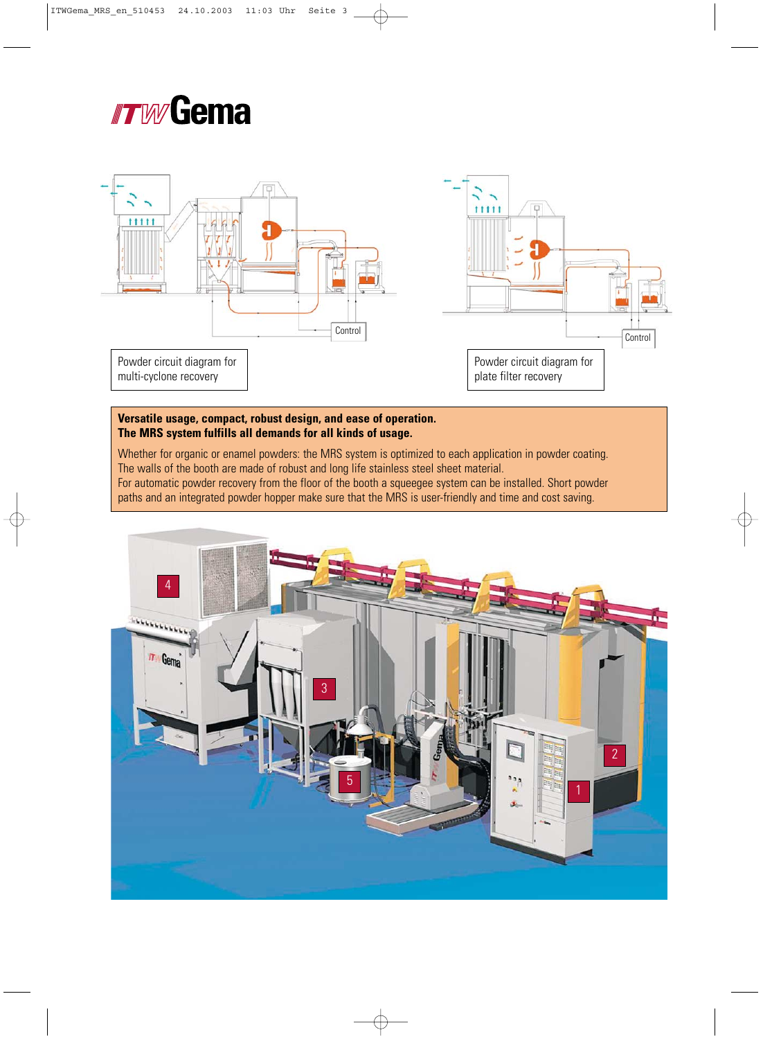ITW Gema

Control

Control

Powder circuit diagram for multi-cyclone recovery

Powder circuit diagram for plate filter recovery

**Versatile usage, compact, robust design, and ease of operation.**
**The MRS system fulfills all demands for all kinds of usage.**

Whether for organic or enamel powders: the MRS system is optimized to each application in powder coating. The walls of the booth are made of robust and long life stainless steel sheet material.
For automatic powder recovery from the floor of the booth a squeegee system can be installed. Short powder paths and an integrated powder hopper make sure that the MRS is user-friendly and time and cost saving.

4

3

5

2

1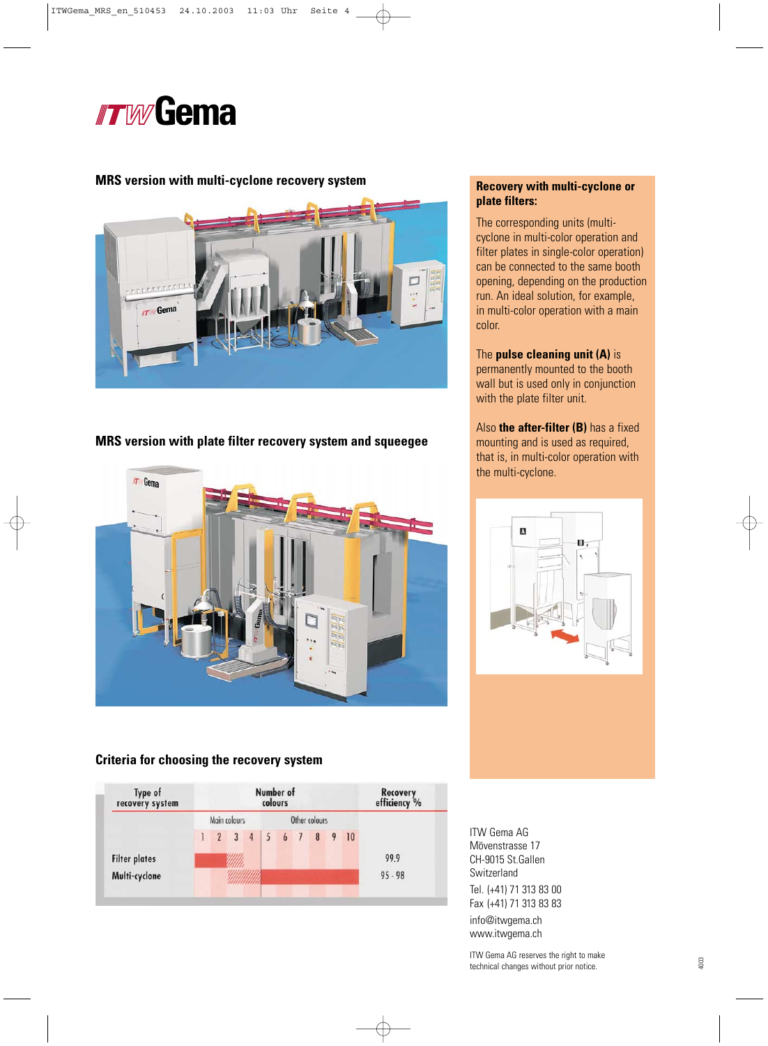ITW Gema

## MRS version with multi-cyclone recovery system

## MRS version with plate filter recovery system and squeegee

## Criteria for choosing the recovery system

| Type of recovery system | Number of colours | | | | | | | | | | Recovery efficiency % |
|---|---|---|---|---|---|---|---|---|---|---|---|
| | Main colours | | | | Other colours | | | | | | |
| | 1 | 2 | 3 | 4 | 5 | 6 | 7 | 8 | 9 | 10 | |
| Filter plates | | | | | | | | | | | 99.9 |
| Multi-cyclone | | | | | | | | | | | 95 - 98 |

**Recovery with multi-cyclone or plate filters:**

The corresponding units (multi-cyclone in multi-color operation and filter plates in single-color operation) can be connected to the same booth opening, depending on the production run. An ideal solution, for example, in multi-color operation with a main color.

The **pulse cleaning unit (A)** is permanently mounted to the booth wall but is used only in conjunction with the plate filter unit.

Also **the after-filter (B)** has a fixed mounting and is used as required, that is, in multi-color operation with the multi-cyclone.

ITW Gema AG
Mövenstrasse 17
CH-9015 St.Gallen
Switzerland

Tel. (+41) 71 313 83 00
Fax (+41) 71 313 83 83

info@itwgema.ch
www.itwgema.ch

ITW Gema AG reserves the right to make technical changes without prior notice.

4003